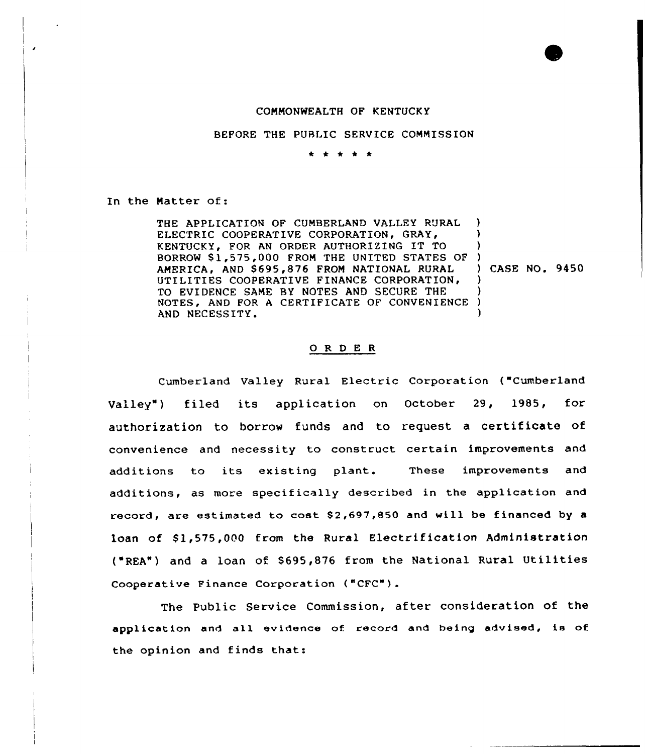COMMONWEALTH OF KENTUCKY

BEFORE THE PUBLIC SERVICE COMMISSION

\* \* \* \* \*

In the Matter of:

| | |
|---|---|
| THE APPLICATION OF CUMBERLAND VALLEY RURAL ELECTRIC COOPERATIVE CORPORATION, GRAY, KENTUCKY, FOR AN ORDER AUTHORIZING IT TO BORROW $1,575,000 FROM THE UNITED STATES OF AMERICA, AND $695,876 FROM NATIONAL RURAL UTILITIES COOPERATIVE FINANCE CORPORATION, TO EVIDENCE SAME BY NOTES AND SECURE THE NOTES, AND FOR A CERTIFICATE OF CONVENIENCE AND NECESSITY. | CASE NO. 9450 |

## O R D E R

Cumberland Valley Rural Electric Corporation ("Cumberland Valley") filed its application on October 29, 1985, for authorization to borrow funds and to request a certificate of convenience and necessity to construct certain improvements and additions to its existing plant. These improvements and additions, as more specifically described in the application and record, are estimated to cost $2,697,850 and will be financed by a loan of $1,575,000 from the Rural Electrification Administration ("REA") and a loan of $695,876 from the National Rural Utilities Cooperative Finance Corporation ("CFC").

The Public Service Commission, after consideration of the application and all evidence of record and being advised, is of the opinion and finds that: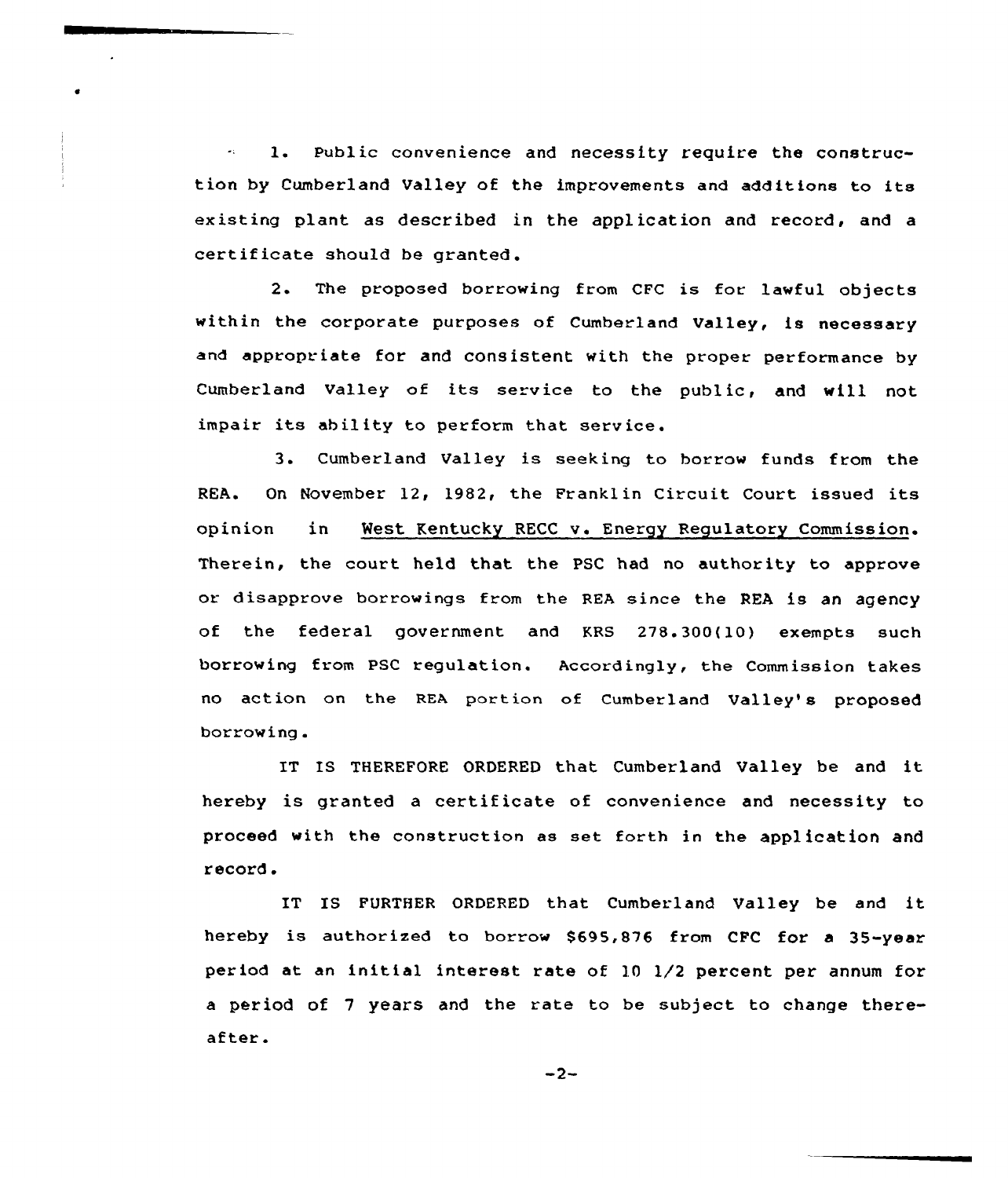1. Public convenience and necessity require the construction by Cumberland Valley of the improvements and additions to its existing plant as described in the application and record, and a certificate should be granted.

2. The proposed borrowing from CFC is for lawful objects within the corporate purposes of Cumberland Valley, is necessary and appropriate for and consistent with the proper performance by Cumberland Valley of its service to the public, and will not impair its ability to perform that service.

3. Cumberland Valley is seeking to borrow funds from the REA. On November 12, 1982, the Franklin Circuit Court issued its opinion in West Kentucky RECC v. Energy Regulatory Commission. Therein, the court held that the PSC had no authority to approve or disapprove borrowings from the REA since the REA is an agency of the federal government and KRS 278.300(10) exempts such borrowing from PSC regulation. Accordingly, the Commission takes no action on the REA portion of Cumberland Valley's proposed borrowing.

IT IS THEREFORE ORDERED that Cumberland Valley be and it hereby is granted a certificate of convenience and necessity to proceed with the construction as set forth in the application and record.

IT IS FURTHER ORDERED that Cumberland Valley be and it hereby is authorized to borrow $695,876 from CFC for a 35-year period at an initial interest rate of 10 1/2 percent per annum for a period of 7 years and the rate to be subject to change thereafter.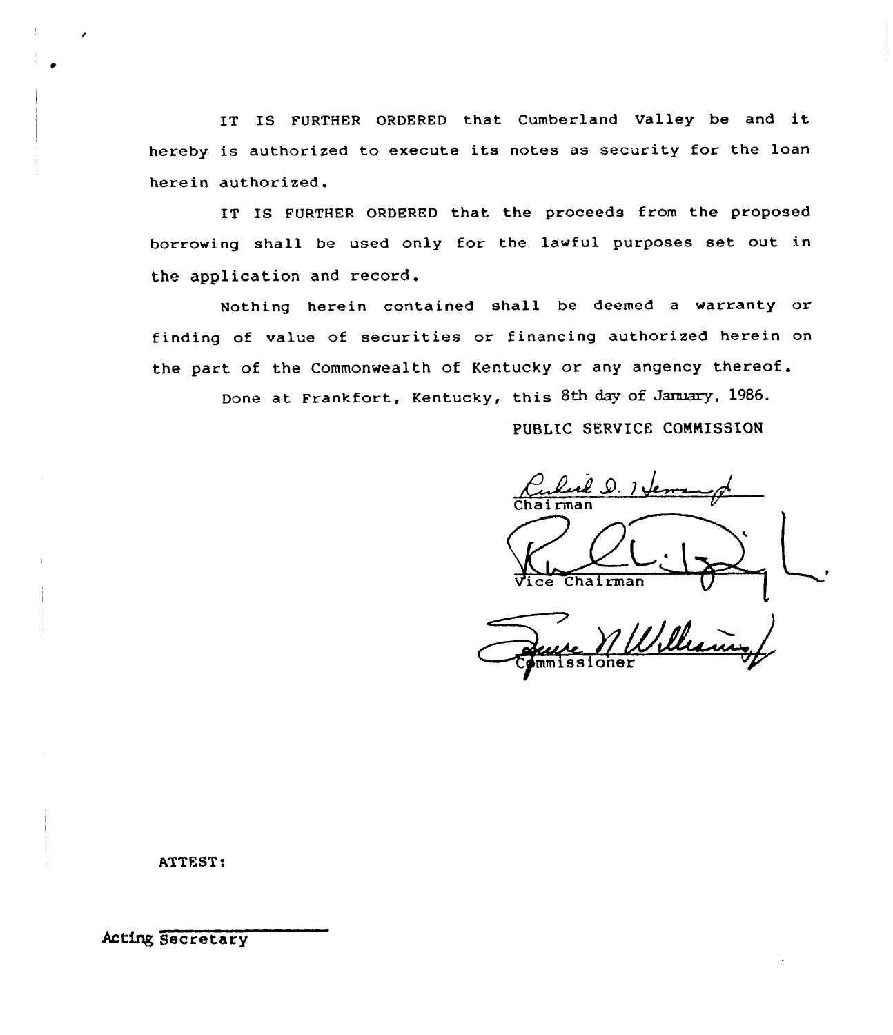IT IS FURTHER ORDERED that Cumberland Valley be and it hereby is authorized to execute its notes as security for the loan herein authorized.

IT IS FURTHER ORDERED that the proceeds from the proposed borrowing shall be used only for the lawful purposes set out in the application and record.

Nothing herein contained shall be deemed a warranty or finding of value of securities or financing authorized herein on the part of the Commonwealth of Kentucky or any angency thereof.

Done at Frankfort, Kentucky, this 8th day of January, 1986.

PUBLIC SERVICE COMMISSION

Chairman

Vice Chairman

Commissioner

ATTEST:

Acting Secretary